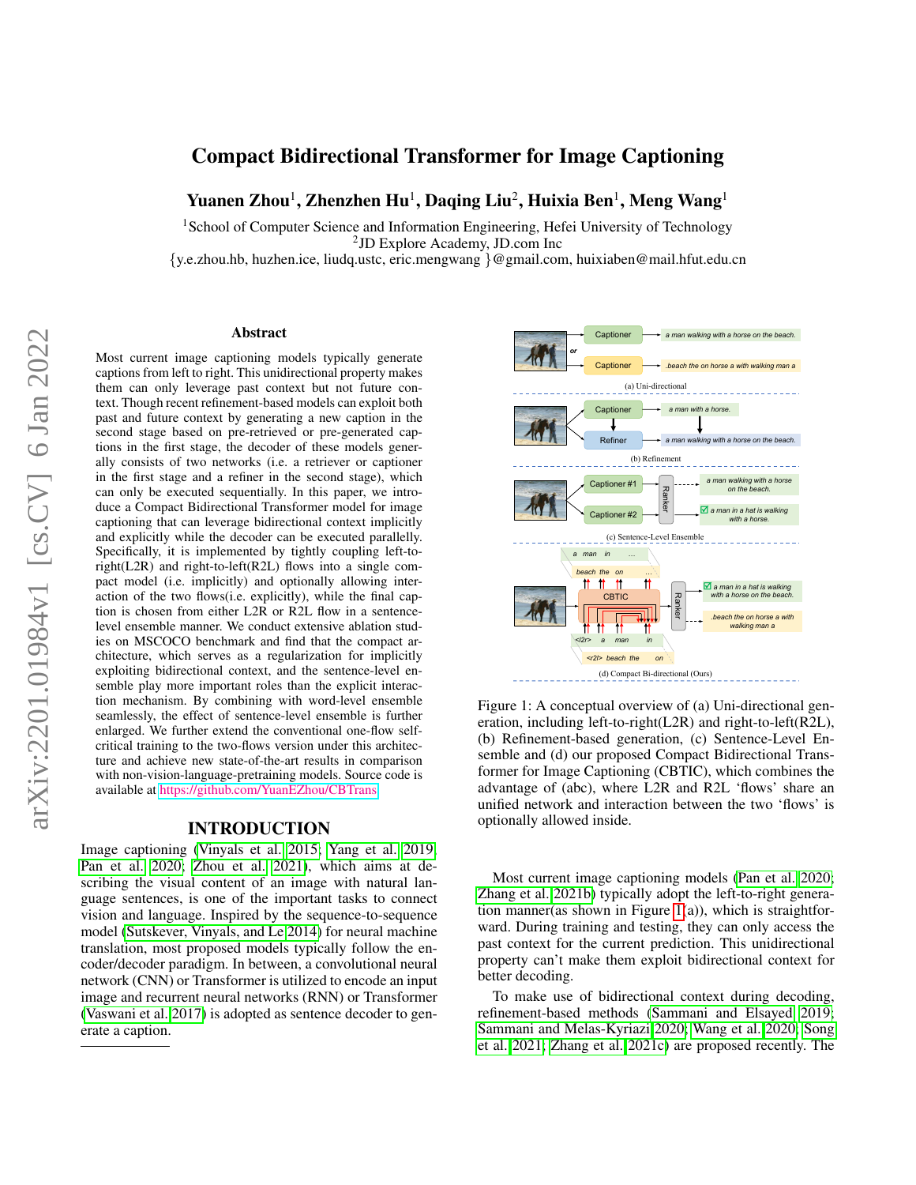# Compact Bidirectional Transformer for Image Captioning

**Yuanen Zhou[1], Zhenzhen Hu[1], Daqing Liu[2], Huixia Ben[1], Meng Wang[1]**

[1]School of Computer Science and Information Engineering, Hefei University of Technology
[2]JD Explore Academy, JD.com Inc
{y.e.zhou.hb, huzhen.ice, liudq.ustc, eric.mengwang }@gmail.com, huixiaben@mail.hfut.edu.cn

## Abstract

Most current image captioning models typically generate captions from left to right. This unidirectional property makes them can only leverage past context but not future context. Though recent refinement-based models can exploit both past and future context by generating a new caption in the second stage based on pre-retrieved or pre-generated captions in the first stage, the decoder of these models generally consists of two networks (i.e. a retriever or captioner in the first stage and a refiner in the second stage), which can only be executed sequentially. In this paper, we introduce a Compact Bidirectional Transformer model for image captioning that can leverage bidirectional context implicitly and explicitly while the decoder can be executed parallelly. Specifically, it is implemented by tightly coupling left-to-right(L2R) and right-to-left(R2L) flows into a single compact model (i.e. implicitly) and optionally allowing interaction of the two flows(i.e. explicitly), while the final caption is chosen from either L2R or R2L flow in a sentence-level ensemble manner. We conduct extensive ablation studies on MSCOCO benchmark and find that the compact architecture, which serves as a regularization for implicitly exploiting bidirectional context, and the sentence-level ensemble play more important roles than the explicit interaction mechanism. By combining with word-level ensemble seamlessly, the effect of sentence-level ensemble is further enlarged. We further extend the conventional one-flow self-critical training to the two-flows version under this architecture and achieve new state-of-the-art results in comparison with non-vision-language-pretraining models. Source code is available at https://github.com/YuanEZhou/CBTrans.

## INTRODUCTION

Image captioning (Vinyals et al. 2015; Yang et al. 2019; Pan et al. 2020; Zhou et al. 2021), which aims at describing the visual content of an image with natural language sentences, is one of the important tasks to connect vision and language. Inspired by the sequence-to-sequence model (Sutskever, Vinyals, and Le 2014) for neural machine translation, most proposed models typically follow the encoder/decoder paradigm. In between, a convolutional neural network (CNN) or Transformer is utilized to encode an input image and recurrent neural networks (RNN) or Transformer (Vaswani et al. 2017) is adopted as sentence decoder to generate a caption.

Figure 1: A conceptual overview of (a) Uni-directional generation, including left-to-right(L2R) and right-to-left(R2L), (b) Refinement-based generation, (c) Sentence-Level Ensemble and (d) our proposed Compact Bidirectional Transformer for Image Captioning (CBTIC), which combines the advantage of (abc), where L2R and R2L 'flows' share an unified network and interaction between the two 'flows' is optionally allowed inside.

Most current image captioning models (Pan et al. 2020; Zhang et al. 2021b) typically adopt the left-to-right generation manner(as shown in Figure 1(a)), which is straightforward. During training and testing, they can only access the past context for the current prediction. This unidirectional property can't make them exploit bidirectional context for better decoding.

To make use of bidirectional context during decoding, refinement-based methods (Sammani and Elsayed 2019; Sammani and Melas-Kyriazi 2020; Wang et al. 2020; Song et al. 2021; Zhang et al. 2021c) are proposed recently. The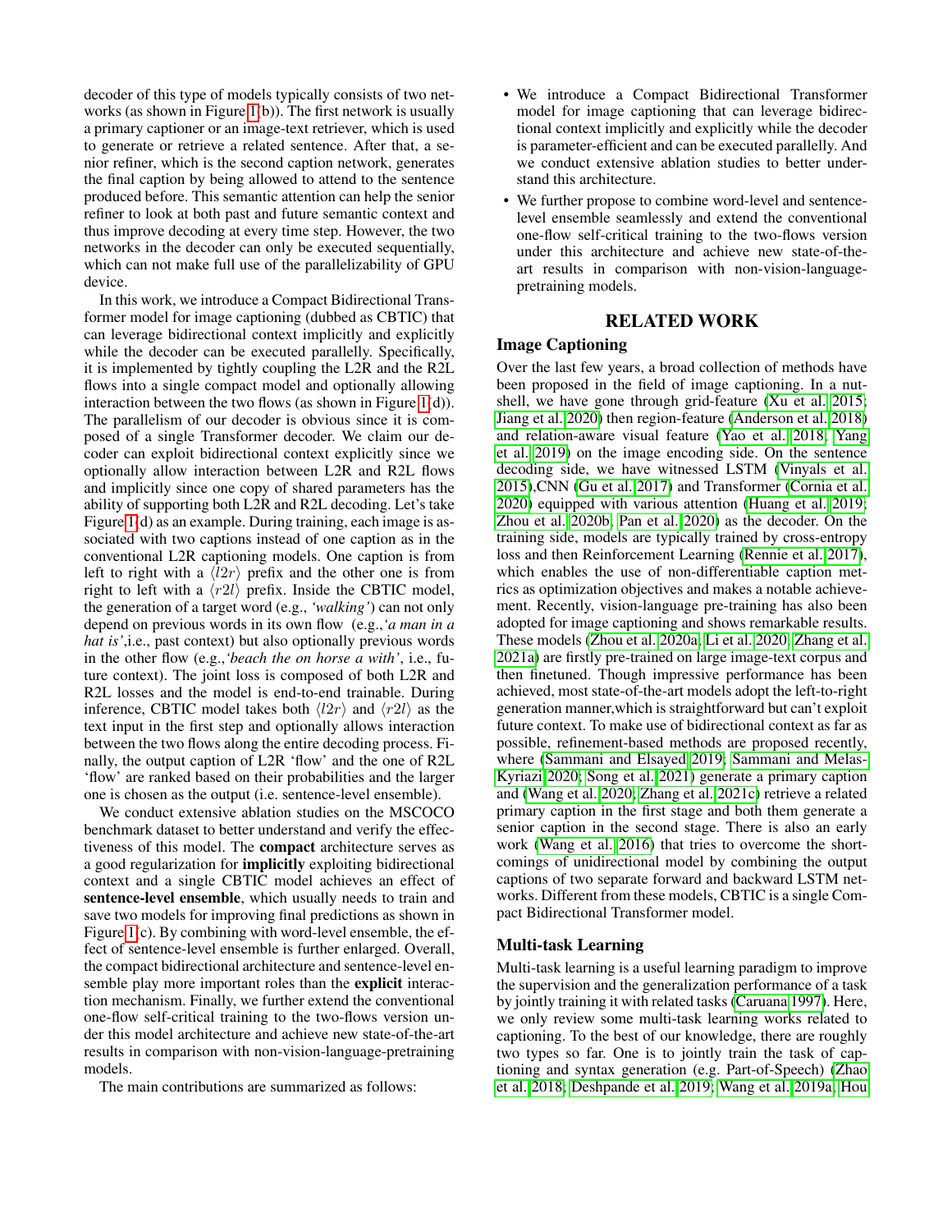decoder of this type of models typically consists of two networks (as shown in Figure 1(b)). The first network is usually a primary captioner or an image-text retriever, which is used to generate or retrieve a related sentence. After that, a senior refiner, which is the second caption network, generates the final caption by being allowed to attend to the sentence produced before. This semantic attention can help the senior refiner to look at both past and future semantic context and thus improve decoding at every time step. However, the two networks in the decoder can only be executed sequentially, which can not make full use of the parallelizability of GPU device.

In this work, we introduce a Compact Bidirectional Transformer model for image captioning (dubbed as CBTIC) that can leverage bidirectional context implicitly and explicitly while the decoder can be executed parallelly. Specifically, it is implemented by tightly coupling the L2R and the R2L flows into a single compact model and optionally allowing interaction between the two flows (as shown in Figure 1(d)). The parallelism of our decoder is obvious since it is composed of a single Transformer decoder. We claim our decoder can exploit bidirectional context explicitly since we optionally allow interaction between L2R and R2L flows and implicitly since one copy of shared parameters has the ability of supporting both L2R and R2L decoding. Let's take Figure 1(d) as an example. During training, each image is associated with two captions instead of one caption as in the conventional L2R captioning models. One caption is from left to right with a $\langle l2r \rangle$ prefix and the other one is from right to left with a $\langle r2l \rangle$ prefix. Inside the CBTIC model, the generation of a target word (e.g., *'walking'*) can not only depend on previous words in its own flow (e.g.,*'a man in a hat is'*,i.e., past context) but also optionally previous words in the other flow (e.g.,*'beach the on horse a with'*, i.e., future context). The joint loss is composed of both L2R and R2L losses and the model is end-to-end trainable. During inference, CBTIC model takes both $\langle l2r \rangle$ and $\langle r2l \rangle$ as the text input in the first step and optionally allows interaction between the two flows along the entire decoding process. Finally, the output caption of L2R 'flow' and the one of R2L 'flow' are ranked based on their probabilities and the larger one is chosen as the output (i.e. sentence-level ensemble).

We conduct extensive ablation studies on the MSCOCO benchmark dataset to better understand and verify the effectiveness of this model. The **compact** architecture serves as a good regularization for **implicitly** exploiting bidirectional context and a single CBTIC model achieves an effect of **sentence-level ensemble**, which usually needs to train and save two models for improving final predictions as shown in Figure 1(c). By combining with word-level ensemble, the effect of sentence-level ensemble is further enlarged. Overall, the compact bidirectional architecture and sentence-level ensemble play more important roles than the **explicit** interaction mechanism. Finally, we further extend the conventional one-flow self-critical training to the two-flows version under this model architecture and achieve new state-of-the-art results in comparison with non-vision-language-pretraining models.

The main contributions are summarized as follows:

- We introduce a Compact Bidirectional Transformer model for image captioning that can leverage bidirectional context implicitly and explicitly while the decoder is parameter-efficient and can be executed parallelly. And we conduct extensive ablation studies to better understand this architecture.
- We further propose to combine word-level and sentence-level ensemble seamlessly and extend the conventional one-flow self-critical training to the two-flows version under this architecture and achieve new state-of-the-art results in comparison with non-vision-language-pretraining models.

## RELATED WORK

### Image Captioning

Over the last few years, a broad collection of methods have been proposed in the field of image captioning. In a nutshell, we have gone through grid-feature (Xu et al. 2015; Jiang et al. 2020) then region-feature (Anderson et al. 2018) and relation-aware visual feature (Yao et al. 2018; Yang et al. 2019) on the image encoding side. On the sentence decoding side, we have witnessed LSTM (Vinyals et al. 2015),CNN (Gu et al. 2017) and Transformer (Cornia et al. 2020) equipped with various attention (Huang et al. 2019; Zhou et al. 2020b; Pan et al. 2020) as the decoder. On the training side, models are typically trained by cross-entropy loss and then Reinforcement Learning (Rennie et al. 2017), which enables the use of non-differentiable caption metrics as optimization objectives and makes a notable achievement. Recently, vision-language pre-training has also been adopted for image captioning and shows remarkable results. These models (Zhou et al. 2020a; Li et al. 2020; Zhang et al. 2021a) are firstly pre-trained on large image-text corpus and then finetuned. Though impressive performance has been achieved, most state-of-the-art models adopt the left-to-right generation manner,which is straightforward but can't exploit future context. To make use of bidirectional context as far as possible, refinement-based methods are proposed recently, where (Sammani and Elsayed 2019; Sammani and Melas-Kyriazi 2020; Song et al. 2021) generate a primary caption and (Wang et al. 2020; Zhang et al. 2021c) retrieve a related primary caption in the first stage and both them generate a senior caption in the second stage. There is also an early work (Wang et al. 2016) that tries to overcome the shortcomings of unidirectional model by combining the output captions of two separate forward and backward LSTM networks. Different from these models, CBTIC is a single Compact Bidirectional Transformer model.

### Multi-task Learning

Multi-task learning is a useful learning paradigm to improve the supervision and the generalization performance of a task by jointly training it with related tasks (Caruana 1997). Here, we only review some multi-task learning works related to captioning. To the best of our knowledge, there are roughly two types so far. One is to jointly train the task of captioning and syntax generation (e.g. Part-of-Speech) (Zhao et al. 2018; Deshpande et al. 2019; Wang et al. 2019a; Hou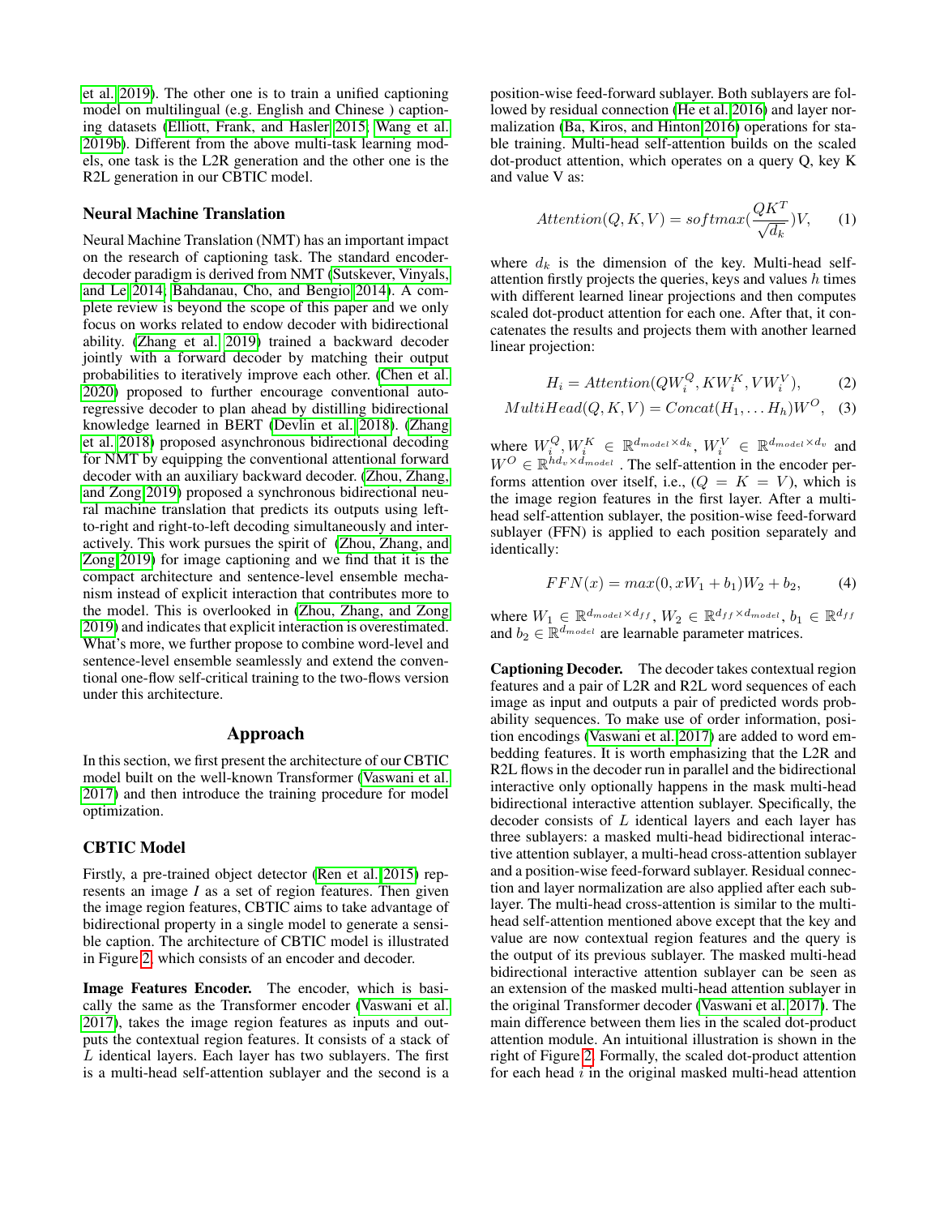et al. 2019). The other one is to train a unified captioning model on multilingual (e.g. English and Chinese ) captioning datasets (Elliott, Frank, and Hasler 2015; Wang et al. 2019b). Different from the above multi-task learning models, one task is the L2R generation and the other one is the R2L generation in our CBTIC model.

### Neural Machine Translation

Neural Machine Translation (NMT) has an important impact on the research of captioning task. The standard encoder-decoder paradigm is derived from NMT (Sutskever, Vinyals, and Le 2014; Bahdanau, Cho, and Bengio 2014). A complete review is beyond the scope of this paper and we only focus on works related to endow decoder with bidirectional ability. (Zhang et al. 2019) trained a backward decoder jointly with a forward decoder by matching their output probabilities to iteratively improve each other. (Chen et al. 2020) proposed to further encourage conventional auto-regressive decoder to plan ahead by distilling bidirectional knowledge learned in BERT (Devlin et al. 2018). (Zhang et al. 2018) proposed asynchronous bidirectional decoding for NMT by equipping the conventional attentional forward decoder with an auxiliary backward decoder. (Zhou, Zhang, and Zong 2019) proposed a synchronous bidirectional neural machine translation that predicts its outputs using left-to-right and right-to-left decoding simultaneously and interactively. This work pursues the spirit of (Zhou, Zhang, and Zong 2019) for image captioning and we find that it is the compact architecture and sentence-level ensemble mechanism instead of explicit interaction that contributes more to the model. This is overlooked in (Zhou, Zhang, and Zong 2019) and indicates that explicit interaction is overestimated. What's more, we further propose to combine word-level and sentence-level ensemble seamlessly and extend the conventional one-flow self-critical training to the two-flows version under this architecture.

## Approach

In this section, we first present the architecture of our CBTIC model built on the well-known Transformer (Vaswani et al. 2017) and then introduce the training procedure for model optimization.

### CBTIC Model

Firstly, a pre-trained object detector (Ren et al. 2015) represents an image *I* as a set of region features. Then given the image region features, CBTIC aims to take advantage of bidirectional property in a single model to generate a sensible caption. The architecture of CBTIC model is illustrated in Figure 2, which consists of an encoder and decoder.

**Image Features Encoder.** The encoder, which is basically the same as the Transformer encoder (Vaswani et al. 2017), takes the image region features as inputs and outputs the contextual region features. It consists of a stack of $L$ identical layers. Each layer has two sublayers. The first is a multi-head self-attention sublayer and the second is a position-wise feed-forward sublayer. Both sublayers are followed by residual connection (He et al. 2016) and layer normalization (Ba, Kiros, and Hinton 2016) operations for stable training. Multi-head self-attention builds on the scaled dot-product attention, which operates on a query Q, key K and value V as:

$$Attention(Q, K, V) = softmax(\frac{QK^T}{\sqrt{d_k}})V, \quad (1)$$

where $d_k$ is the dimension of the key. Multi-head self-attention firstly projects the queries, keys and values $h$ times with different learned linear projections and then computes scaled dot-product attention for each one. After that, it concatenates the results and projects them with another learned linear projection:

$$H_i = Attention(QW_i^Q, KW_i^K, VW_i^V), \quad (2)$$

$$MultiHead(Q, K, V) = Concat(H_1, \ldots H_h)W^O, \quad (3)$$

where $W_i^Q, W_i^K \in \mathbb{R}^{d_{model} \times d_k}$, $W_i^V \in \mathbb{R}^{d_{model} \times d_v}$ and $W^O \in \mathbb{R}^{hd_v \times d_{model}}$. The self-attention in the encoder performs attention over itself, i.e., $(Q = K = V)$, which is the image region features in the first layer. After a multi-head self-attention sublayer, the position-wise feed-forward sublayer (FFN) is applied to each position separately and identically:

$$FFN(x) = max(0, xW_1 + b_1)W_2 + b_2, \quad (4)$$

where $W_1 \in \mathbb{R}^{d_{model} \times d_{ff}}$, $W_2 \in \mathbb{R}^{d_{ff} \times d_{model}}$, $b_1 \in \mathbb{R}^{d_{ff}}$ and $b_2 \in \mathbb{R}^{d_{model}}$ are learnable parameter matrices.

**Captioning Decoder.** The decoder takes contextual region features and a pair of L2R and R2L word sequences of each image as input and outputs a pair of predicted words probability sequences. To make use of order information, position encodings (Vaswani et al. 2017) are added to word embedding features. It is worth emphasizing that the L2R and R2L flows in the decoder run in parallel and the bidirectional interactive only optionally happens in the mask multi-head bidirectional interactive attention sublayer. Specifically, the decoder consists of $L$ identical layers and each layer has three sublayers: a masked multi-head bidirectional interactive attention sublayer, a multi-head cross-attention sublayer and a position-wise feed-forward sublayer. Residual connection and layer normalization are also applied after each sublayer. The multi-head cross-attention is similar to the multi-head self-attention mentioned above except that the key and value are now contextual region features and the query is the output of its previous sublayer. The masked multi-head bidirectional interactive attention sublayer can be seen as an extension of the masked multi-head attention sublayer in the original Transformer decoder (Vaswani et al. 2017). The main difference between them lies in the scaled dot-product attention module. An intuitional illustration is shown in the right of Figure 2. Formally, the scaled dot-product attention for each head $i$ in the original masked multi-head attention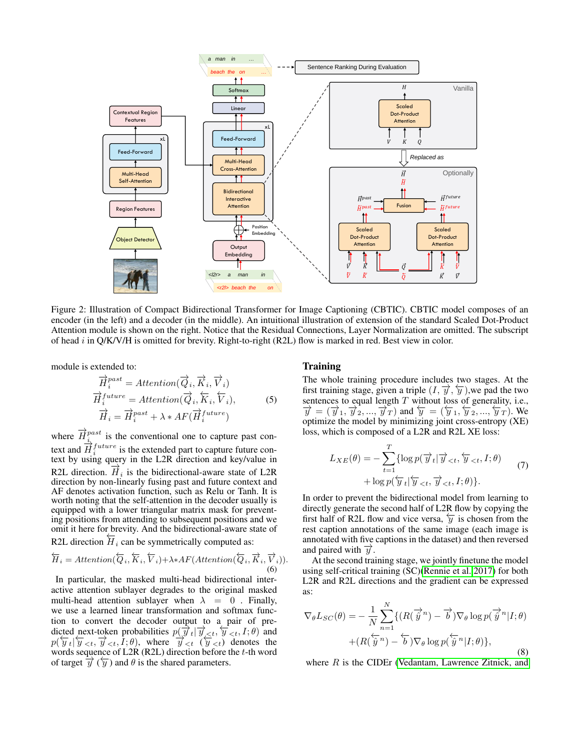Figure 2: Illustration of Compact Bidirectional Transformer for Image Captioning (CBTIC). CBTIC model composes of an encoder (in the left) and a decoder (in the middle). An intuitional illustration of extension of the standard Scaled Dot-Product Attention module is shown on the right. Notice that the Residual Connections, Layer Normalization are omitted. The subscript of head $i$ in Q/K/V/H is omitted for brevity. Right-to-right (R2L) flow is marked in red. Best view in color.

module is extended to:

$$
\begin{aligned}
\overrightarrow{H}_i^{past} &= Attention(\overrightarrow{Q}_i, \overrightarrow{K}_i, \overrightarrow{V}_i) \\
\overrightarrow{H}_i^{future} &= Attention(\overrightarrow{Q}_i, \overleftarrow{K}_i, \overleftarrow{V}_i), \\
\overrightarrow{H}_i &= \overrightarrow{H}_i^{past} + \lambda * AF(\overrightarrow{H}_i^{future})
\end{aligned}
\tag{5}
$$

where $\overrightarrow{H}_i^{past}$ is the conventional one to capture past context and $\overrightarrow{H}_i^{future}$ is the extended part to capture future context by using query in the L2R direction and key/value in R2L direction. $\overrightarrow{H}_i$ is the bidirectional-aware state of L2R direction by non-linearly fusing past and future context and AF denotes activation function, such as Relu or Tanh. It is worth noting that the self-attention in the decoder usually is equipped with a lower triangular matrix mask for preventing positions from attending to subsequent positions and we omit it here for brevity. And the bidirectional-aware state of R2L direction $\overleftarrow{H}_i$ can be symmetrically computed as:

$$
\overleftarrow{H}_i = Attention(\overleftarrow{Q}_i, \overleftarrow{K}_i, \overleftarrow{V}_i) + \lambda * AF(Attention(\overleftarrow{Q}_i, \overrightarrow{K}_i, \overrightarrow{V}_i)). \tag{6}
$$

In particular, the masked multi-head bidirectional interactive attention sublayer degrades to the original masked multi-head attention sublayer when $\lambda = 0$. Finally, we use a learned linear transformation and softmax function to convert the decoder output to a pair of predicted next-token probabilities $p(\overrightarrow{y}_t | \overrightarrow{y}_{<t}, \overleftarrow{y}_{<t}, I; \theta)$ and $p(\overleftarrow{y}_t | \overleftarrow{y}_{<t}, \overrightarrow{y}_{<t}, I; \theta)$, where $\overrightarrow{y}_{<t}$ ($\overleftarrow{y}_{<t}$) denotes the words sequence of L2R (R2L) direction before the $t$-th word of target $\overrightarrow{y}$ ($\overleftarrow{y}$) and $\theta$ is the shared parameters.

## Training

The whole training procedure includes two stages. At the first training stage, given a triple $(I, \overrightarrow{y}, \overleftarrow{y})$,we pad the two sentences to equal length $T$ without loss of generality, i.e., $\overrightarrow{y} = (\overrightarrow{y}_1, \overrightarrow{y}_2, ..., \overrightarrow{y}_T)$ and $\overleftarrow{y} = (\overleftarrow{y}_1, \overleftarrow{y}_2, ..., \overleftarrow{y}_T)$. We optimize the model by minimizing joint cross-entropy (XE) loss, which is composed of a L2R and R2L XE loss:

$$
\begin{aligned}
L_{XE}(\theta) = -\sum_{t=1}^{T} \{ &\log p(\overrightarrow{y}_t | \overrightarrow{y}_{<t}, \overleftarrow{y}_{<t}, I; \theta) \\
&+ \log p(\overleftarrow{y}_t | \overleftarrow{y}_{<t}, \overrightarrow{y}_{<t}, I; \theta) \}.
\end{aligned}
\tag{7}
$$

In order to prevent the bidirectional model from learning to directly generate the second half of L2R flow by copying the first half of R2L flow and vice versa, $\overleftarrow{y}$ is chosen from the rest caption annotations of the same image (each image is annotated with five captions in the dataset) and then reversed and paired with $\overrightarrow{y}$.

At the second training stage, we jointly finetune the model using self-critical training (SC)(Rennie et al. 2017) for both L2R and R2L directions and the gradient can be expressed as:

$$
\begin{aligned}
\nabla_\theta L_{SC}(\theta) = -\frac{1}{N} \sum_{n=1}^{N} \{ &(R(\overrightarrow{\hat{y}}^n) - \overrightarrow{b}) \nabla_\theta \log p(\overrightarrow{\hat{y}}^n | I; \theta) \\
&+ (R(\overleftarrow{\hat{y}}^n) - \overleftarrow{b}) \nabla_\theta \log p(\overleftarrow{\hat{y}}^n | I; \theta) \},
\end{aligned}
\tag{8}
$$

where $R$ is the CIDEr (Vedantam, Lawrence Zitnick, and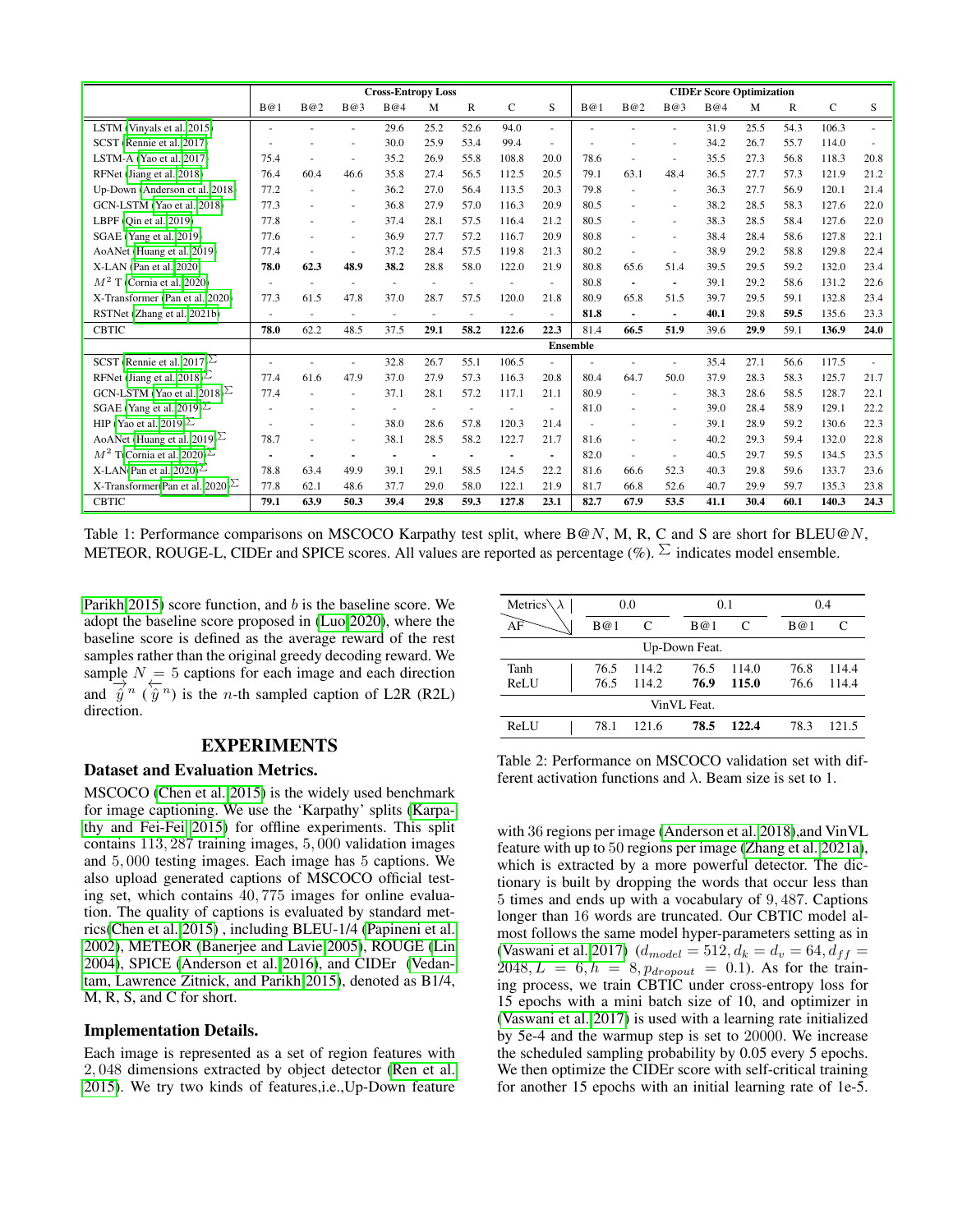| | Cross-Entropy Loss | | | | | | | | CIDEr Score Optimization | | | | | | | |
|---|---|---|---|---|---|---|---|---|---|---|---|---|---|---|---|---|
| | B@1 | B@2 | B@3 | B@4 | M | R | C | S | B@1 | B@2 | B@3 | B@4 | M | R | C | S |
| LSTM (Vinyals et al. 2015) | - | - | - | 29.6 | 25.2 | 52.6 | 94.0 | - | - | - | - | 31.9 | 25.5 | 54.3 | 106.3 | - |
| SCST (Rennie et al. 2017) | - | - | - | 30.0 | 25.9 | 53.4 | 99.4 | - | - | - | - | 34.2 | 26.7 | 55.7 | 114.0 | - |
| LSTM-A (Yao et al. 2017) | 75.4 | - | - | 35.2 | 26.9 | 55.8 | 108.8 | 20.0 | 78.6 | - | - | 35.5 | 27.3 | 56.8 | 118.3 | 20.8 |
| RFNet (Jiang et al. 2018) | 76.4 | 60.4 | 46.6 | 35.8 | 27.4 | 56.5 | 112.5 | 20.5 | 79.1 | 63.1 | 48.4 | 36.5 | 27.7 | 57.3 | 121.9 | 21.2 |
| Up-Down (Anderson et al. 2018) | 77.2 | - | - | 36.2 | 27.0 | 56.4 | 113.5 | 20.3 | 79.8 | - | - | 36.3 | 27.7 | 56.9 | 120.1 | 21.4 |
| GCN-LSTM (Yao et al. 2018) | 77.3 | - | - | 36.8 | 27.9 | 57.0 | 116.3 | 20.9 | 80.5 | - | - | 38.2 | 28.5 | 58.3 | 127.6 | 22.0 |
| LBPF (Qin et al. 2019) | 77.8 | - | - | 37.4 | 28.1 | 57.5 | 116.4 | 21.2 | 80.5 | - | - | 38.3 | 28.5 | 58.4 | 127.6 | 22.0 |
| SGAE (Yang et al. 2019) | 77.6 | - | - | 36.9 | 27.7 | 57.2 | 116.7 | 20.9 | 80.8 | - | - | 38.4 | 28.4 | 58.6 | 127.8 | 22.1 |
| AoANet (Huang et al. 2019) | 77.4 | - | - | 37.2 | 28.4 | 57.5 | 119.8 | 21.3 | 80.2 | - | - | 38.9 | 29.2 | 58.8 | 129.8 | 22.4 |
| X-LAN (Pan et al. 2020) | **78.0** | **62.3** | **48.9** | **38.2** | 28.8 | 58.0 | 122.0 | 21.9 | 80.8 | 65.6 | 51.4 | 39.5 | 29.5 | 59.2 | 132.0 | 23.4 |
| $M^2$ T (Cornia et al. 2020) | - | - | - | - | - | - | - | - | 80.8 | - | - | 39.1 | 29.2 | 58.6 | 131.2 | 22.6 |
| X-Transformer (Pan et al. 2020) | 77.3 | 61.5 | 47.8 | 37.0 | 28.7 | 57.5 | 120.0 | 21.8 | 80.9 | 65.8 | 51.5 | 39.7 | 29.5 | 59.1 | 132.8 | 23.4 |
| RSTNet (Zhang et al. 2021b) | - | - | - | - | - | - | - | - | **81.8** | - | - | **40.1** | 29.8 | **59.5** | 135.6 | 23.3 |
| CBTIC | **78.0** | 62.2 | 48.5 | 37.5 | **29.1** | **58.2** | **122.6** | **22.3** | 81.4 | **66.5** | **51.9** | 39.6 | **29.9** | 59.1 | **136.9** | **24.0** |
| | Ensemble | | | | | | | | | | | | | | | |
| SCST (Rennie et al. 2017)$^\Sigma$ | - | - | - | 32.8 | 26.7 | 55.1 | 106.5 | - | - | - | - | 35.4 | 27.1 | 56.6 | 117.5 | - |
| RFNet (Jiang et al. 2018)$^\Sigma$ | 77.4 | 61.6 | 47.9 | 37.0 | 27.9 | 57.3 | 116.3 | 20.8 | 80.4 | 64.7 | 50.0 | 37.9 | 28.3 | 58.3 | 125.7 | 21.7 |
| GCN-LSTM (Yao et al. 2018)$^\Sigma$ | 77.4 | - | - | 37.1 | 28.1 | 57.2 | 117.1 | 21.1 | 80.9 | - | - | 38.3 | 28.6 | 58.5 | 128.7 | 22.1 |
| SGAE (Yang et al. 2019)$^\Sigma$ | - | - | - | - | - | - | - | - | 81.0 | - | - | 39.0 | 28.4 | 58.9 | 129.1 | 22.2 |
| HIP (Yao et al. 2019)$^\Sigma$ | - | - | - | 38.0 | 28.6 | 57.8 | 120.3 | 21.4 | - | - | - | 39.1 | 28.9 | 59.2 | 130.6 | 22.3 |
| AoANet (Huang et al. 2019)$^\Sigma$ | 78.7 | - | - | 38.1 | 28.5 | 58.2 | 122.7 | 21.7 | 81.6 | - | - | 40.2 | 29.3 | 59.4 | 132.0 | 22.8 |
| $M^2$ T (Cornia et al. 2020)$^\Sigma$ | - | - | - | - | - | - | - | - | 82.0 | - | - | 40.5 | 29.7 | 59.5 | 134.5 | 23.5 |
| X-LAN (Pan et al. 2020)$^\Sigma$ | 78.8 | 63.4 | 49.9 | 39.1 | 29.1 | 58.5 | 124.5 | 22.2 | 81.6 | 66.6 | 52.3 | 40.3 | 29.8 | 59.6 | 133.7 | 23.6 |
| X-Transformer (Pan et al. 2020)$^\Sigma$ | 77.8 | 62.1 | 48.6 | 37.7 | 29.0 | 58.0 | 122.1 | 21.9 | 81.7 | 66.8 | 52.6 | 40.7 | 29.9 | 59.7 | 135.3 | 23.8 |
| CBTIC | **79.1** | **63.9** | **50.3** | **39.4** | **29.8** | **59.3** | **127.8** | **23.1** | **82.7** | **67.9** | **53.5** | **41.1** | **30.4** | **60.1** | **140.3** | **24.3** |

Table 1: Performance comparisons on MSCOCO Karpathy test split, where B@$N$, M, R, C and S are short for BLEU@$N$, METEOR, ROUGE-L, CIDEr and SPICE scores. All values are reported as percentage (%). $^\Sigma$ indicates model ensemble.

Parikh 2015) score function, and $b$ is the baseline score. We adopt the baseline score proposed in (Luo 2020), where the baseline score is defined as the average reward of the rest samples rather than the original greedy decoding reward. We sample $N = 5$ captions for each image and each direction and $\overrightarrow{\hat{y}}^n$ ($\overleftarrow{\hat{y}}^n$) is the $n$-th sampled caption of L2R (R2L) direction.

## EXPERIMENTS

### Dataset and Evaluation Metrics.

MSCOCO (Chen et al. 2015) is the widely used benchmark for image captioning. We use the 'Karpathy' splits (Karpathy and Fei-Fei 2015) for offline experiments. This split contains $113,287$ training images, $5,000$ validation images and $5,000$ testing images. Each image has 5 captions. We also upload generated captions of MSCOCO official testing set, which contains $40,775$ images for online evaluation. The quality of captions is evaluated by standard metrics(Chen et al. 2015) , including BLEU-1/4 (Papineni et al. 2002), METEOR (Banerjee and Lavie 2005), ROUGE (Lin 2004), SPICE (Anderson et al. 2016), and CIDEr (Vedantam, Lawrence Zitnick, and Parikh 2015), denoted as B1/4, M, R, S, and C for short.

### Implementation Details.

Each image is represented as a set of region features with $2,048$ dimensions extracted by object detector (Ren et al. 2015). We try two kinds of features,i.e.,Up-Down feature with 36 regions per image (Anderson et al. 2018),and VinVL feature with up to 50 regions per image (Zhang et al. 2021a), which is extracted by a more powerful detector. The dictionary is built by dropping the words that occur less than 5 times and ends up with a vocabulary of $9,487$. Captions longer than 16 words are truncated. Our CBTIC model almost follows the same model hyper-parameters setting as in (Vaswani et al. 2017) ($d_{model} = 512, d_k = d_v = 64, d_{ff} = 2048, L = 6, h = 8, p_{dropout} = 0.1$). As for the training process, we train CBTIC under cross-entropy loss for 15 epochs with a mini batch size of 10, and optimizer in (Vaswani et al. 2017) is used with a learning rate initialized by 5e-4 and the warmup step is set to 20000. We increase the scheduled sampling probability by 0.05 every 5 epochs. We then optimize the CIDEr score with self-critical training for another 15 epochs with an initial learning rate of 1e-5.

| Metrics \ $\lambda$ / AF | 0.0 | | 0.1 | | 0.4 | |
|---|---|---|---|---|---|---|
| | B@1 | C | B@1 | C | B@1 | C |
| | Up-Down Feat. | | | | | |
| Tanh | 76.5 | 114.2 | 76.5 | 114.0 | 76.8 | 114.4 |
| ReLU | 76.5 | 114.2 | **76.9** | **115.0** | 76.6 | 114.4 |
| | VinVL Feat. | | | | | |
| ReLU | 78.1 | 121.6 | **78.5** | **122.4** | 78.3 | 121.5 |

Table 2: Performance on MSCOCO validation set with different activation functions and $\lambda$. Beam size is set to 1.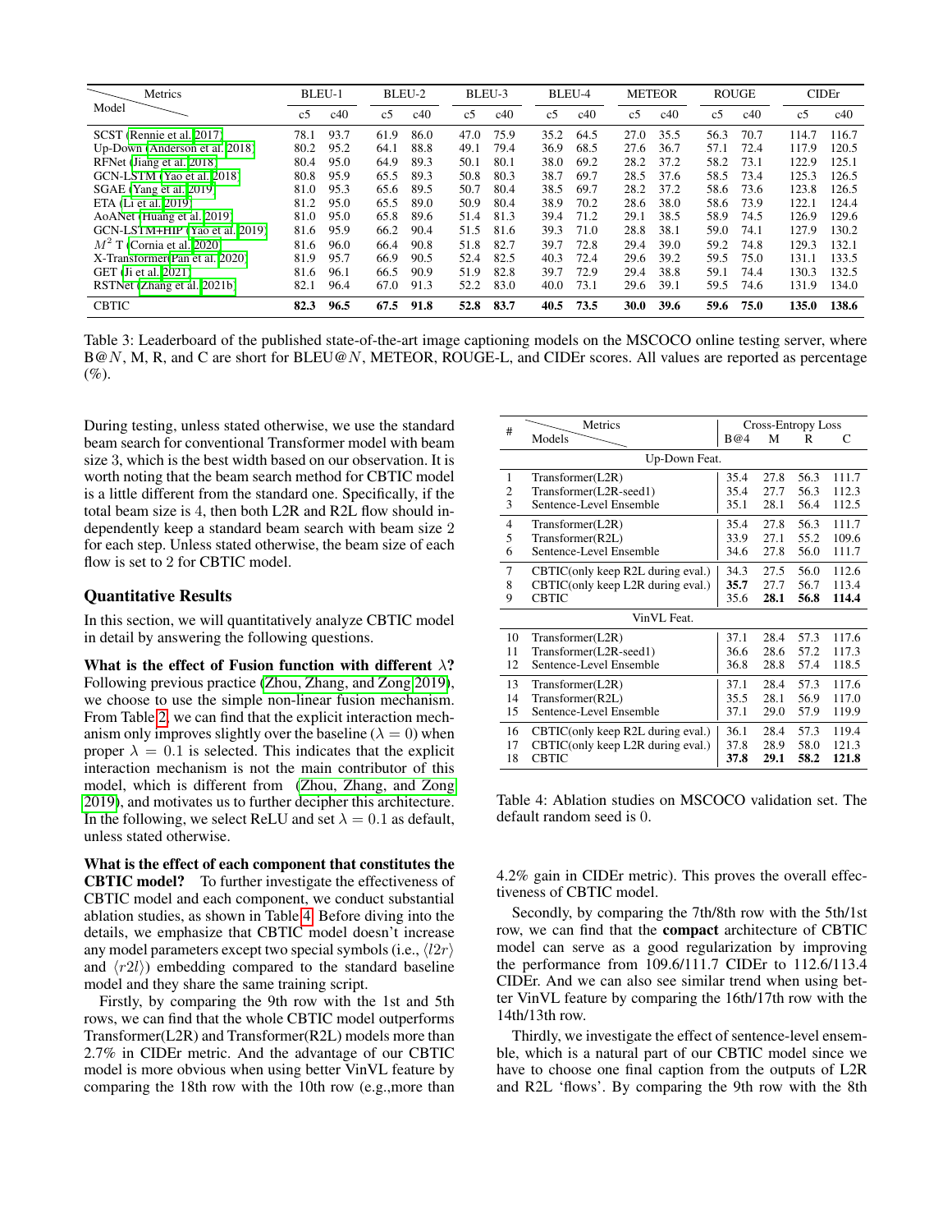| Model \ Metrics | BLEU-1 | | BLEU-2 | | BLEU-3 | | BLEU-4 | | METEOR | | ROUGE | | CIDEr | |
|---|---|---|---|---|---|---|---|---|---|---|---|---|---|---|
| | c5 | c40 | c5 | c40 | c5 | c40 | c5 | c40 | c5 | c40 | c5 | c40 | c5 | c40 |
| SCST (Rennie et al. 2017) | 78.1 | 93.7 | 61.9 | 86.0 | 47.0 | 75.9 | 35.2 | 64.5 | 27.0 | 35.5 | 56.3 | 70.7 | 114.7 | 116.7 |
| Up-Down (Anderson et al. 2018) | 80.2 | 95.2 | 64.1 | 88.8 | 49.1 | 79.4 | 36.9 | 68.5 | 27.6 | 36.7 | 57.1 | 72.4 | 117.9 | 120.5 |
| RFNet (Jiang et al. 2018) | 80.4 | 95.0 | 64.9 | 89.3 | 50.1 | 80.1 | 38.0 | 69.2 | 28.2 | 37.2 | 58.2 | 73.1 | 122.9 | 125.1 |
| GCN-LSTM (Yao et al. 2018) | 80.8 | 95.9 | 65.5 | 89.3 | 50.8 | 80.3 | 38.7 | 69.7 | 28.5 | 37.6 | 58.5 | 73.4 | 125.3 | 126.5 |
| SGAE (Yang et al. 2019) | 81.0 | 95.3 | 65.6 | 89.5 | 50.7 | 80.4 | 38.5 | 69.7 | 28.2 | 37.2 | 58.6 | 73.6 | 123.8 | 126.5 |
| ETA (Li et al. 2019) | 81.2 | 95.0 | 65.5 | 89.0 | 50.9 | 80.4 | 38.9 | 70.2 | 28.6 | 38.0 | 58.6 | 73.9 | 122.1 | 124.4 |
| AoANet (Huang et al. 2019) | 81.0 | 95.0 | 65.8 | 89.6 | 51.4 | 81.3 | 39.4 | 71.2 | 29.1 | 38.5 | 58.9 | 74.5 | 126.9 | 129.6 |
| GCN-LSTM+HIP (Yao et al. 2019) | 81.6 | 95.9 | 66.2 | 90.4 | 51.5 | 81.6 | 39.3 | 71.0 | 28.8 | 38.1 | 59.0 | 74.1 | 127.9 | 130.2 |
| $M^2$ T (Cornia et al. 2020) | 81.6 | 96.0 | 66.4 | 90.8 | 51.8 | 82.7 | 39.7 | 72.8 | 29.4 | 39.0 | 59.2 | 74.8 | 129.3 | 132.1 |
| X-Transformer(Pan et al. 2020) | 81.9 | 95.7 | 66.9 | 90.5 | 52.4 | 82.5 | 40.3 | 72.4 | 29.6 | 39.2 | 59.5 | 75.0 | 131.1 | 133.5 |
| GET (Ji et al. 2021) | 81.6 | 96.1 | 66.5 | 90.9 | 51.9 | 82.8 | 39.7 | 72.9 | 29.4 | 38.8 | 59.1 | 74.4 | 130.3 | 132.5 |
| RSTNet (Zhang et al. 2021b) | 82.1 | 96.4 | 67.0 | 91.3 | 52.2 | 83.0 | 40.0 | 73.1 | 29.6 | 39.1 | 59.5 | 74.6 | 131.9 | 134.0 |
| CBTIC | **82.3** | **96.5** | **67.5** | **91.8** | **52.8** | **83.7** | **40.5** | **73.5** | **30.0** | **39.6** | **59.6** | **75.0** | **135.0** | **138.6** |

Table 3: Leaderboard of the published state-of-the-art image captioning models on the MSCOCO online testing server, where B@$N$, M, R, and C are short for BLEU@$N$, METEOR, ROUGE-L, and CIDEr scores. All values are reported as percentage (%).

During testing, unless stated otherwise, we use the standard beam search for conventional Transformer model with beam size 3, which is the best width based on our observation. It is worth noting that the beam search method for CBTIC model is a little different from the standard one. Specifically, if the total beam size is 4, then both L2R and R2L flow should independently keep a standard beam search with beam size 2 for each step. Unless stated otherwise, the beam size of each flow is set to 2 for CBTIC model.

## Quantitative Results

In this section, we will quantitatively analyze CBTIC model in detail by answering the following questions.

**What is the effect of Fusion function with different $\lambda$?** Following previous practice (Zhou, Zhang, and Zong 2019), we choose to use the simple non-linear fusion mechanism. From Table 2, we can find that the explicit interaction mechanism only improves slightly over the baseline ($\lambda = 0$) when proper $\lambda = 0.1$ is selected. This indicates that the explicit interaction mechanism is not the main contributor of this model, which is different from (Zhou, Zhang, and Zong 2019), and motivates us to further decipher this architecture. In the following, we select ReLU and set $\lambda = 0.1$ as default, unless stated otherwise.

**What is the effect of each component that constitutes the CBTIC model?** To further investigate the effectiveness of CBTIC model and each component, we conduct substantial ablation studies, as shown in Table 4. Before diving into the details, we emphasize that CBTIC model doesn't increase any model parameters except two special symbols (i.e., $\langle l2r \rangle$ and $\langle r2l \rangle$) embedding compared to the standard baseline model and they share the same training script.

Firstly, by comparing the 9th row with the 1st and 5th rows, we can find that the whole CBTIC model outperforms Transformer(L2R) and Transformer(R2L) models more than 2.7% in CIDEr metric. And the advantage of our CBTIC model is more obvious when using better VinVL feature by comparing the 18th row with the 10th row (e.g.,more than 4.2% gain in CIDEr metric). This proves the overall effectiveness of CBTIC model.

| # | Models \ Metrics | Cross-Entropy Loss | | | |
|---|---|---|---|---|---|
| | | B@4 | M | R | C |
| | Up-Down Feat. | | | | |
| 1 | Transformer(L2R) | 35.4 | 27.8 | 56.3 | 111.7 |
| 2 | Transformer(L2R-seed1) | 35.4 | 27.7 | 56.3 | 112.3 |
| 3 | Sentence-Level Ensemble | 35.1 | 28.1 | 56.4 | 112.5 |
| 4 | Transformer(L2R) | 35.4 | 27.8 | 56.3 | 111.7 |
| 5 | Transformer(R2L) | 33.9 | 27.1 | 55.2 | 109.6 |
| 6 | Sentence-Level Ensemble | 34.6 | 27.8 | 56.0 | 111.7 |
| 7 | CBTIC(only keep R2L during eval.) | 34.3 | 27.5 | 56.0 | 112.6 |
| 8 | CBTIC(only keep L2R during eval.) | **35.7** | 27.7 | 56.7 | 113.4 |
| 9 | CBTIC | 35.6 | **28.1** | **56.8** | **114.4** |
| | VinVL Feat. | | | | |
| 10 | Transformer(L2R) | 37.1 | 28.4 | 57.3 | 117.6 |
| 11 | Transformer(L2R-seed1) | 36.6 | 28.6 | 57.2 | 117.3 |
| 12 | Sentence-Level Ensemble | 36.8 | 28.8 | 57.4 | 118.5 |
| 13 | Transformer(L2R) | 37.1 | 28.4 | 57.3 | 117.6 |
| 14 | Transformer(R2L) | 35.5 | 28.1 | 56.9 | 117.0 |
| 15 | Sentence-Level Ensemble | 37.1 | 29.0 | 57.9 | 119.9 |
| 16 | CBTIC(only keep R2L during eval.) | 36.1 | 28.4 | 57.3 | 119.4 |
| 17 | CBTIC(only keep L2R during eval.) | 37.8 | 28.9 | 58.0 | 121.3 |
| 18 | CBTIC | **37.8** | **29.1** | **58.2** | **121.8** |

Table 4: Ablation studies on MSCOCO validation set. The default random seed is 0.

Secondly, by comparing the 7th/8th row with the 5th/1st row, we can find that the **compact** architecture of CBTIC model can serve as a good regularization by improving the performance from 109.6/111.7 CIDEr to 112.6/113.4 CIDEr. And we can also see similar trend when using better VinVL feature by comparing the 16th/17th row with the 14th/13th row.

Thirdly, we investigate the effect of sentence-level ensemble, which is a natural part of our CBTIC model since we have to choose one final caption from the outputs of L2R and R2L 'flows'. By comparing the 9th row with the 8th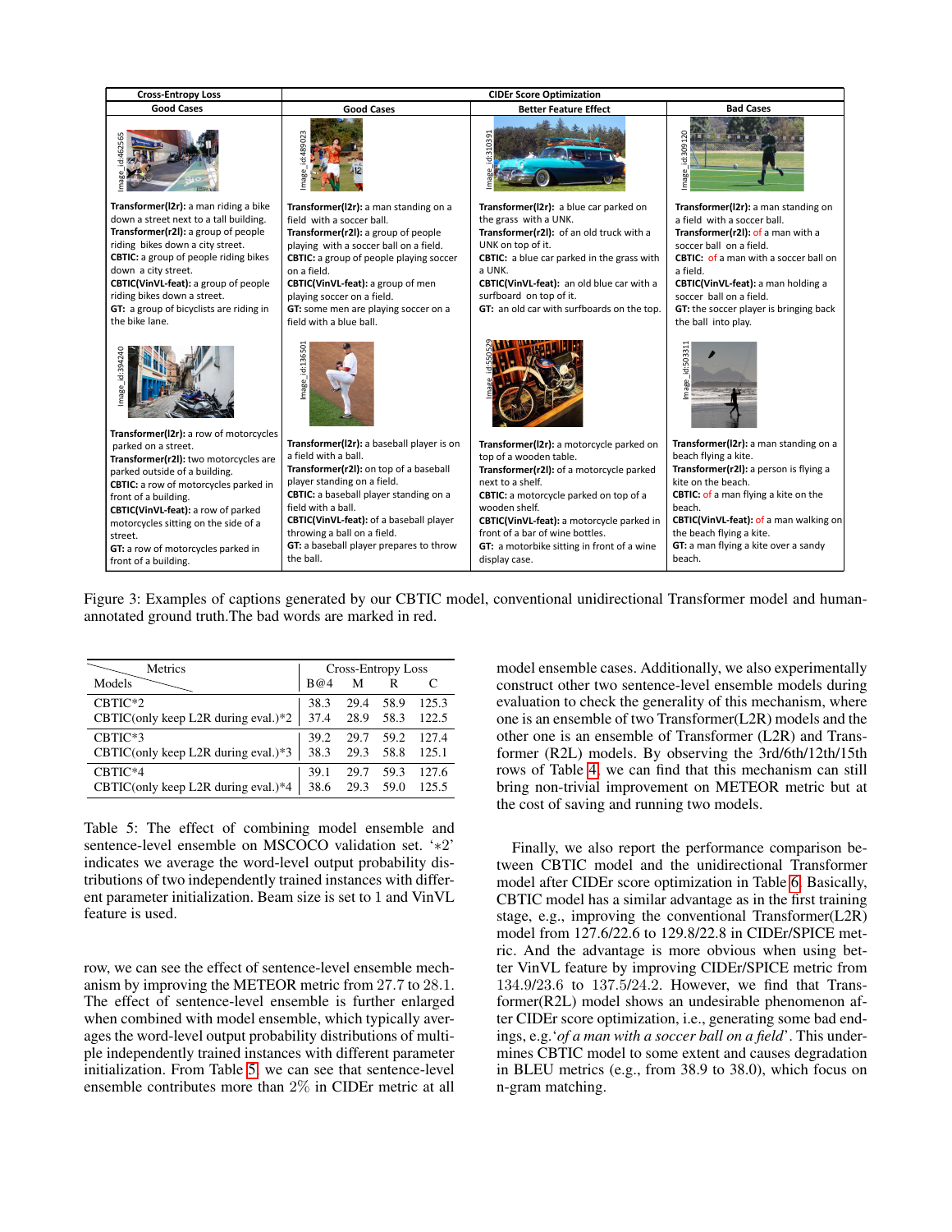| Cross-Entropy Loss | CIDEr Score Optimization | | |
|---|---|---|---|
| Good Cases | Good Cases | Better Feature Effect | Bad Cases |
| Image_id:462565 | Image_id:489023 | Image_id:310391 | Image_id:309120 |
| **Transformer(l2r):** a man riding a bike down a street next to a tall building. **Transformer(r2l):** a group of people riding bikes down a city street. **CBTIC:** a group of people riding bikes down a city street. **CBTIC(VinVL-feat):** a group of people riding bikes down a street. **GT:** a group of bicyclists are riding in the bike lane. | **Transformer(l2r):** a man standing on a field with a soccer ball. **Transformer(r2l):** a group of people playing with a soccer ball on a field. **CBTIC:** a group of people playing soccer on a field. **CBTIC(VinVL-feat):** a group of men playing soccer on a field. **GT:** some men are playing soccer on a field with a blue ball. | **Transformer(l2r):** a blue car parked on the grass with a UNK. **Transformer(r2l):** of an old truck with a UNK on top of it. **CBTIC:** a blue car parked in the grass with a UNK. **CBTIC(VinVL-feat):** an old blue car with a surfboard on top of it. **GT:** an old car with surfboards on the top. | **Transformer(l2r):** a man standing on a field with a soccer ball. **Transformer(r2l):** of a man with a soccer ball on a field. **CBTIC:** of a man with a soccer ball on a field. **CBTIC(VinVL-feat):** a man holding a soccer ball on a field. **GT:** the soccer player is bringing back the ball into play. |
| Image_id:394240 | Image_id:136501 | Image_id:550529 | Image_id:503311 |
| **Transformer(l2r):** a row of motorcycles parked on a street. **Transformer(r2l):** two motorcycles are parked outside of a building. **CBTIC:** a row of motorcycles parked in front of a building. **CBTIC(VinVL-feat):** a row of parked motorcycles sitting on the side of a street. **GT:** a row of motorcycles parked in front of a building. | **Transformer(l2r):** a baseball player is on a field with a ball. **Transformer(r2l):** on top of a baseball player standing on a field. **CBTIC:** a baseball player standing on a field with a ball. **CBTIC(VinVL-feat):** of a baseball player throwing a ball on a field. **GT:** a baseball player prepares to throw the ball. | **Transformer(l2r):** a motorcycle parked on top of a wooden table. **Transformer(r2l):** of a motorcycle parked next to a shelf. **CBTIC:** a motorcycle parked on top of a wooden shelf. **CBTIC(VinVL-feat):** a motorcycle parked in front of a bar of wine bottles. **GT:** a motorbike sitting in front of a wine display case. | **Transformer(l2r):** a man standing on a beach flying a kite. **Transformer(r2l):** a person is flying a kite on the beach. **CBTIC:** of a man flying a kite on the beach. **CBTIC(VinVL-feat):** of a man walking on the beach flying a kite. **GT:** a man flying a kite over a sandy beach. |

Figure 3: Examples of captions generated by our CBTIC model, conventional unidirectional Transformer model and human-annotated ground truth.The bad words are marked in red.

| Models \ Metrics | Cross-Entropy Loss | | | |
|---|---|---|---|---|
| | B@4 | M | R | C |
| CBTIC*2 | 38.3 | 29.4 | 58.9 | 125.3 |
| CBTIC(only keep L2R during eval.)*2 | 37.4 | 28.9 | 58.3 | 122.5 |
| CBTIC*3 | 39.2 | 29.7 | 59.2 | 127.4 |
| CBTIC(only keep L2R during eval.)*3 | 38.3 | 29.3 | 58.8 | 125.1 |
| CBTIC*4 | 39.1 | 29.7 | 59.3 | 127.6 |
| CBTIC(only keep L2R during eval.)*4 | 38.6 | 29.3 | 59.0 | 125.5 |

Table 5: The effect of combining model ensemble and sentence-level ensemble on MSCOCO validation set. '*2' indicates we average the word-level output probability distributions of two independently trained instances with different parameter initialization. Beam size is set to 1 and VinVL feature is used.

row, we can see the effect of sentence-level ensemble mechanism by improving the METEOR metric from 27.7 to 28.1. The effect of sentence-level ensemble is further enlarged when combined with model ensemble, which typically averages the word-level output probability distributions of multiple independently trained instances with different parameter initialization. From Table 5, we can see that sentence-level ensemble contributes more than 2% in CIDEr metric at all model ensemble cases. Additionally, we also experimentally construct other two sentence-level ensemble models during evaluation to check the generality of this mechanism, where one is an ensemble of two Transformer(L2R) models and the other one is an ensemble of Transformer (L2R) and Transformer (R2L) models. By observing the 3rd/6th/12th/15th rows of Table 4, we can find that this mechanism can still bring non-trivial improvement on METEOR metric but at the cost of saving and running two models.

Finally, we also report the performance comparison between CBTIC model and the unidirectional Transformer model after CIDEr score optimization in Table 6. Basically, CBTIC model has a similar advantage as in the first training stage, e.g., improving the conventional Transformer(L2R) model from 127.6/22.6 to 129.8/22.8 in CIDEr/SPICE metric. And the advantage is more obvious when using better VinVL feature by improving CIDEr/SPICE metric from 134.9/23.6 to 137.5/24.2. However, we find that Transformer(R2L) model shows an undesirable phenomenon after CIDEr score optimization, i.e., generating some bad endings, e.g.'*of a man with a soccer ball on a field*'. This undermines CBTIC model to some extent and causes degradation in BLEU metrics (e.g., from 38.9 to 38.0), which focus on n-gram matching.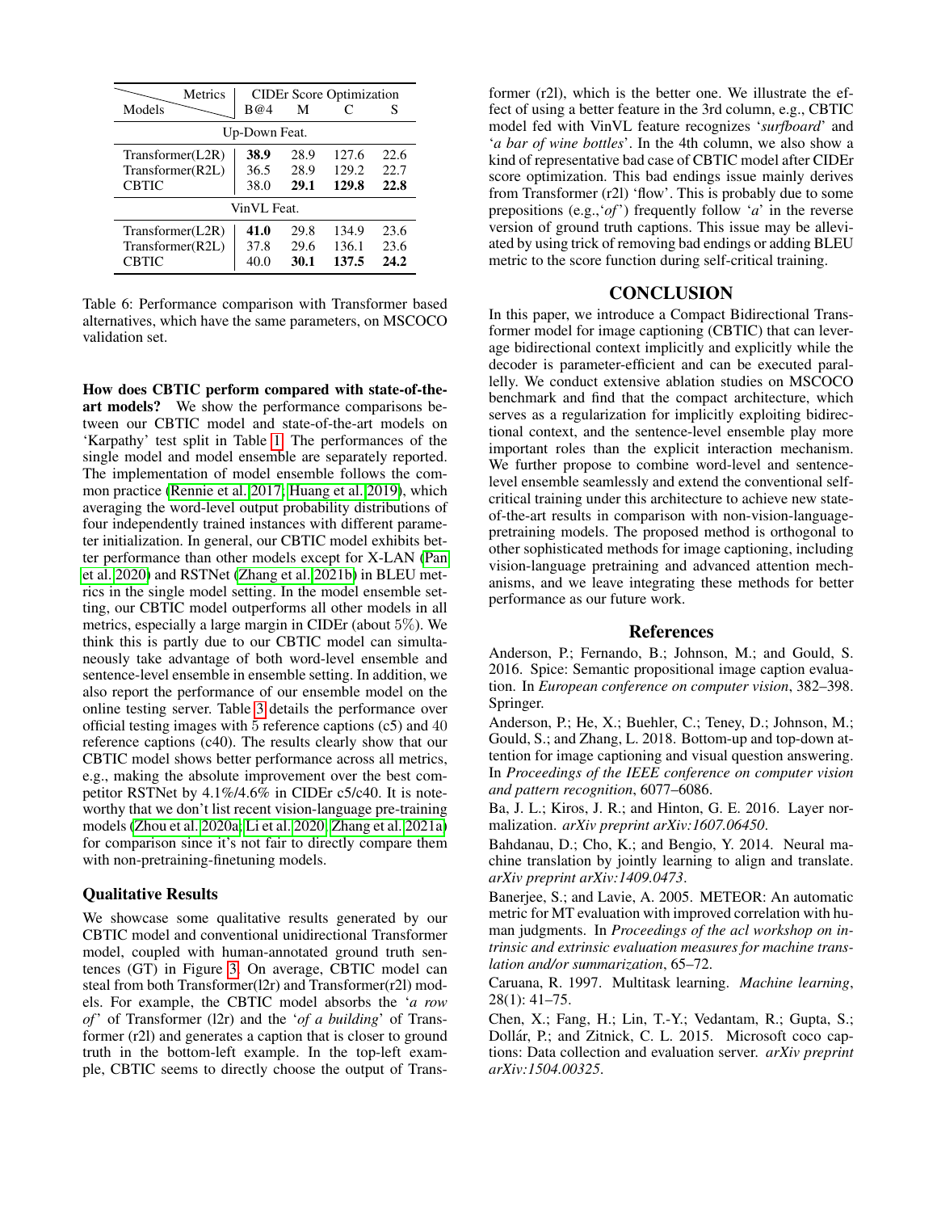| Metrics / Models | CIDEr Score Optimization | | | |
|---|---|---|---|---|
| | B@4 | M | C | S |
| *Up-Down Feat.* | | | | |
| Transformer(L2R) | **38.9** | 28.9 | 127.6 | 22.6 |
| Transformer(R2L) | 36.5 | 28.9 | 129.2 | 22.7 |
| CBTIC | 38.0 | **29.1** | **129.8** | **22.8** |
| *VinVL Feat.* | | | | |
| Transformer(L2R) | **41.0** | 29.8 | 134.9 | 23.6 |
| Transformer(R2L) | 37.8 | 29.6 | 136.1 | 23.6 |
| CBTIC | 40.0 | **30.1** | **137.5** | **24.2** |

Table 6: Performance comparison with Transformer based alternatives, which have the same parameters, on MSCOCO validation set.

**How does CBTIC perform compared with state-of-the-art models?** We show the performance comparisons between our CBTIC model and state-of-the-art models on 'Karpathy' test split in Table 1. The performances of the single model and model ensemble are separately reported. The implementation of model ensemble follows the common practice (Rennie et al. 2017; Huang et al. 2019), which averaging the word-level output probability distributions of four independently trained instances with different parameter initialization. In general, our CBTIC model exhibits better performance than other models except for X-LAN (Pan et al. 2020) and RSTNet (Zhang et al. 2021b) in BLEU metrics in the single model setting. In the model ensemble setting, our CBTIC model outperforms all other models in all metrics, especially a large margin in CIDEr (about 5%). We think this is partly due to our CBTIC model can simultaneously take advantage of both word-level ensemble and sentence-level ensemble in ensemble setting. In addition, we also report the performance of our ensemble model on the online testing server. Table 3 details the performance over official testing images with 5 reference captions (c5) and 40 reference captions (c40). The results clearly show that our CBTIC model shows better performance across all metrics, e.g., making the absolute improvement over the best competitor RSTNet by 4.1%/4.6% in CIDEr c5/c40. It is noteworthy that we don't list recent vision-language pre-training models (Zhou et al. 2020a; Li et al. 2020; Zhang et al. 2021a) for comparison since it's not fair to directly compare them with non-pretraining-finetuning models.

### Qualitative Results

We showcase some qualitative results generated by our CBTIC model and conventional unidirectional Transformer model, coupled with human-annotated ground truth sentences (GT) in Figure 3. On average, CBTIC model can steal from both Transformer(l2r) and Transformer(r2l) models. For example, the CBTIC model absorbs the '*a row of*' of Transformer (l2r) and the '*of a building*' of Transformer (r2l) and generates a caption that is closer to ground truth in the bottom-left example. In the top-left example, CBTIC seems to directly choose the output of Transformer (r2l), which is the better one. We illustrate the effect of using a better feature in the 3rd column, e.g., CBTIC model fed with VinVL feature recognizes '*surfboard*' and '*a bar of wine bottles*'. In the 4th column, we also show a kind of representative bad case of CBTIC model after CIDEr score optimization. This bad endings issue mainly derives from Transformer (r2l) 'flow'. This is probably due to some prepositions (e.g.,'*of*') frequently follow '*a*' in the reverse version of ground truth captions. This issue may be alleviated by using trick of removing bad endings or adding BLEU metric to the score function during self-critical training.

## CONCLUSION

In this paper, we introduce a Compact Bidirectional Transformer model for image captioning (CBTIC) that can leverage bidirectional context implicitly and explicitly while the decoder is parameter-efficient and can be executed parallelly. We conduct extensive ablation studies on MSCOCO benchmark and find that the compact architecture, which serves as a regularization for implicitly exploiting bidirectional context, and the sentence-level ensemble play more important roles than the explicit interaction mechanism. We further propose to combine word-level and sentence-level ensemble seamlessly and extend the conventional self-critical training under this architecture to achieve new state-of-the-art results in comparison with non-vision-language-pretraining models. The proposed method is orthogonal to other sophisticated methods for image captioning, including vision-language pretraining and advanced attention mechanisms, and we leave integrating these methods for better performance as our future work.

## References

Anderson, P.; Fernando, B.; Johnson, M.; and Gould, S. 2016. Spice: Semantic propositional image caption evaluation. In *European conference on computer vision*, 382–398. Springer.

Anderson, P.; He, X.; Buehler, C.; Teney, D.; Johnson, M.; Gould, S.; and Zhang, L. 2018. Bottom-up and top-down attention for image captioning and visual question answering. In *Proceedings of the IEEE conference on computer vision and pattern recognition*, 6077–6086.

Ba, J. L.; Kiros, J. R.; and Hinton, G. E. 2016. Layer normalization. *arXiv preprint arXiv:1607.06450*.

Bahdanau, D.; Cho, K.; and Bengio, Y. 2014. Neural machine translation by jointly learning to align and translate. *arXiv preprint arXiv:1409.0473*.

Banerjee, S.; and Lavie, A. 2005. METEOR: An automatic metric for MT evaluation with improved correlation with human judgments. In *Proceedings of the acl workshop on intrinsic and extrinsic evaluation measures for machine translation and/or summarization*, 65–72.

Caruana, R. 1997. Multitask learning. *Machine learning*, 28(1): 41–75.

Chen, X.; Fang, H.; Lin, T.-Y.; Vedantam, R.; Gupta, S.; Dollár, P.; and Zitnick, C. L. 2015. Microsoft coco captions: Data collection and evaluation server. *arXiv preprint arXiv:1504.00325*.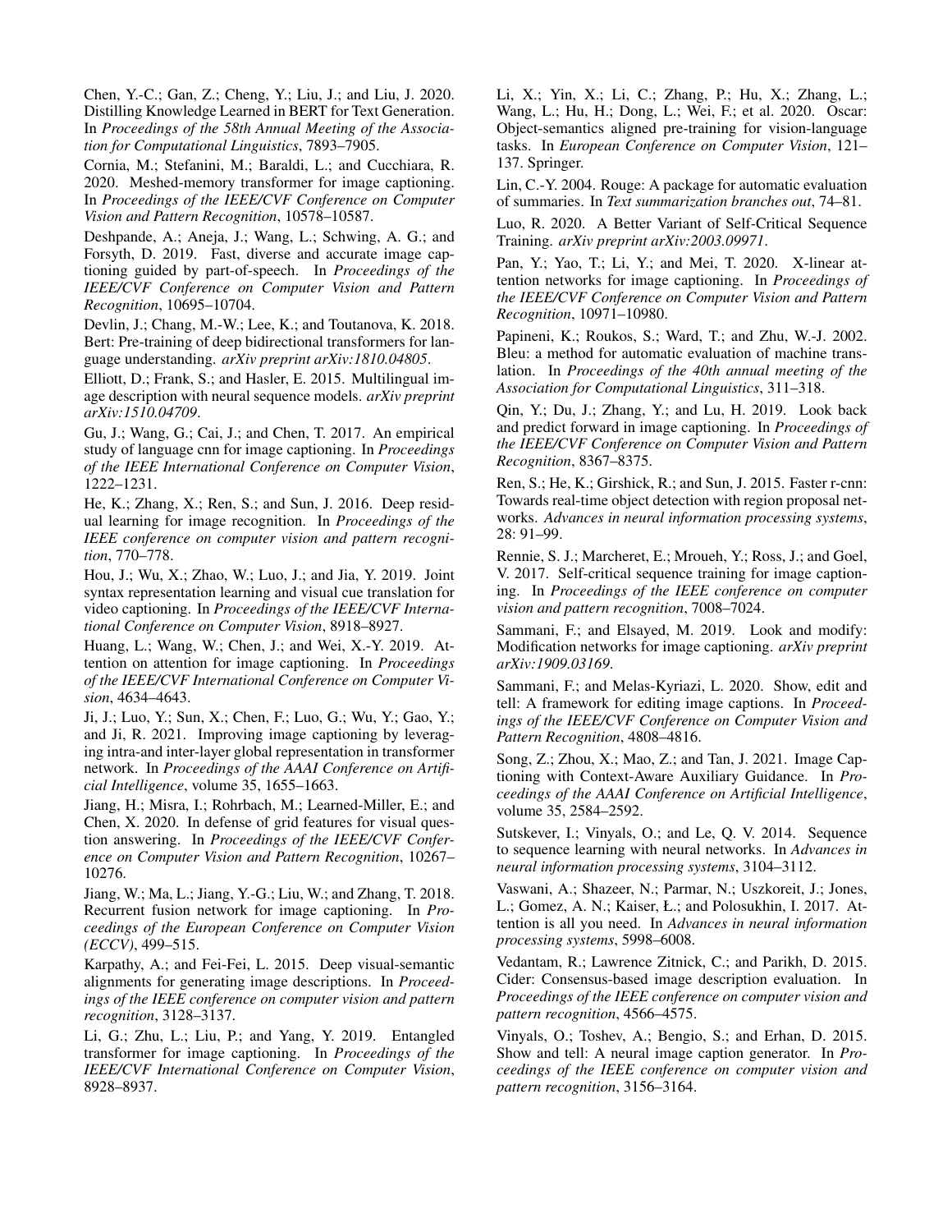Chen, Y.-C.; Gan, Z.; Cheng, Y.; Liu, J.; and Liu, J. 2020. Distilling Knowledge Learned in BERT for Text Generation. In *Proceedings of the 58th Annual Meeting of the Association for Computational Linguistics*, 7893–7905.

Cornia, M.; Stefanini, M.; Baraldi, L.; and Cucchiara, R. 2020. Meshed-memory transformer for image captioning. In *Proceedings of the IEEE/CVF Conference on Computer Vision and Pattern Recognition*, 10578–10587.

Deshpande, A.; Aneja, J.; Wang, L.; Schwing, A. G.; and Forsyth, D. 2019. Fast, diverse and accurate image captioning guided by part-of-speech. In *Proceedings of the IEEE/CVF Conference on Computer Vision and Pattern Recognition*, 10695–10704.

Devlin, J.; Chang, M.-W.; Lee, K.; and Toutanova, K. 2018. Bert: Pre-training of deep bidirectional transformers for language understanding. *arXiv preprint arXiv:1810.04805*.

Elliott, D.; Frank, S.; and Hasler, E. 2015. Multilingual image description with neural sequence models. *arXiv preprint arXiv:1510.04709*.

Gu, J.; Wang, G.; Cai, J.; and Chen, T. 2017. An empirical study of language cnn for image captioning. In *Proceedings of the IEEE International Conference on Computer Vision*, 1222–1231.

He, K.; Zhang, X.; Ren, S.; and Sun, J. 2016. Deep residual learning for image recognition. In *Proceedings of the IEEE conference on computer vision and pattern recognition*, 770–778.

Hou, J.; Wu, X.; Zhao, W.; Luo, J.; and Jia, Y. 2019. Joint syntax representation learning and visual cue translation for video captioning. In *Proceedings of the IEEE/CVF International Conference on Computer Vision*, 8918–8927.

Huang, L.; Wang, W.; Chen, J.; and Wei, X.-Y. 2019. Attention on attention for image captioning. In *Proceedings of the IEEE/CVF International Conference on Computer Vision*, 4634–4643.

Ji, J.; Luo, Y.; Sun, X.; Chen, F.; Luo, G.; Wu, Y.; Gao, Y.; and Ji, R. 2021. Improving image captioning by leveraging intra-and inter-layer global representation in transformer network. In *Proceedings of the AAAI Conference on Artificial Intelligence*, volume 35, 1655–1663.

Jiang, H.; Misra, I.; Rohrbach, M.; Learned-Miller, E.; and Chen, X. 2020. In defense of grid features for visual question answering. In *Proceedings of the IEEE/CVF Conference on Computer Vision and Pattern Recognition*, 10267–10276.

Jiang, W.; Ma, L.; Jiang, Y.-G.; Liu, W.; and Zhang, T. 2018. Recurrent fusion network for image captioning. In *Proceedings of the European Conference on Computer Vision (ECCV)*, 499–515.

Karpathy, A.; and Fei-Fei, L. 2015. Deep visual-semantic alignments for generating image descriptions. In *Proceedings of the IEEE conference on computer vision and pattern recognition*, 3128–3137.

Li, G.; Zhu, L.; Liu, P.; and Yang, Y. 2019. Entangled transformer for image captioning. In *Proceedings of the IEEE/CVF International Conference on Computer Vision*, 8928–8937.

Li, X.; Yin, X.; Li, C.; Zhang, P.; Hu, X.; Zhang, L.; Wang, L.; Hu, H.; Dong, L.; Wei, F.; et al. 2020. Oscar: Object-semantics aligned pre-training for vision-language tasks. In *European Conference on Computer Vision*, 121–137. Springer.

Lin, C.-Y. 2004. Rouge: A package for automatic evaluation of summaries. In *Text summarization branches out*, 74–81.

Luo, R. 2020. A Better Variant of Self-Critical Sequence Training. *arXiv preprint arXiv:2003.09971*.

Pan, Y.; Yao, T.; Li, Y.; and Mei, T. 2020. X-linear attention networks for image captioning. In *Proceedings of the IEEE/CVF Conference on Computer Vision and Pattern Recognition*, 10971–10980.

Papineni, K.; Roukos, S.; Ward, T.; and Zhu, W.-J. 2002. Bleu: a method for automatic evaluation of machine translation. In *Proceedings of the 40th annual meeting of the Association for Computational Linguistics*, 311–318.

Qin, Y.; Du, J.; Zhang, Y.; and Lu, H. 2019. Look back and predict forward in image captioning. In *Proceedings of the IEEE/CVF Conference on Computer Vision and Pattern Recognition*, 8367–8375.

Ren, S.; He, K.; Girshick, R.; and Sun, J. 2015. Faster r-cnn: Towards real-time object detection with region proposal networks. *Advances in neural information processing systems*, 28: 91–99.

Rennie, S. J.; Marcheret, E.; Mroueh, Y.; Ross, J.; and Goel, V. 2017. Self-critical sequence training for image captioning. In *Proceedings of the IEEE conference on computer vision and pattern recognition*, 7008–7024.

Sammani, F.; and Elsayed, M. 2019. Look and modify: Modification networks for image captioning. *arXiv preprint arXiv:1909.03169*.

Sammani, F.; and Melas-Kyriazi, L. 2020. Show, edit and tell: A framework for editing image captions. In *Proceedings of the IEEE/CVF Conference on Computer Vision and Pattern Recognition*, 4808–4816.

Song, Z.; Zhou, X.; Mao, Z.; and Tan, J. 2021. Image Captioning with Context-Aware Auxiliary Guidance. In *Proceedings of the AAAI Conference on Artificial Intelligence*, volume 35, 2584–2592.

Sutskever, I.; Vinyals, O.; and Le, Q. V. 2014. Sequence to sequence learning with neural networks. In *Advances in neural information processing systems*, 3104–3112.

Vaswani, A.; Shazeer, N.; Parmar, N.; Uszkoreit, J.; Jones, L.; Gomez, A. N.; Kaiser, Ł.; and Polosukhin, I. 2017. Attention is all you need. In *Advances in neural information processing systems*, 5998–6008.

Vedantam, R.; Lawrence Zitnick, C.; and Parikh, D. 2015. Cider: Consensus-based image description evaluation. In *Proceedings of the IEEE conference on computer vision and pattern recognition*, 4566–4575.

Vinyals, O.; Toshev, A.; Bengio, S.; and Erhan, D. 2015. Show and tell: A neural image caption generator. In *Proceedings of the IEEE conference on computer vision and pattern recognition*, 3156–3164.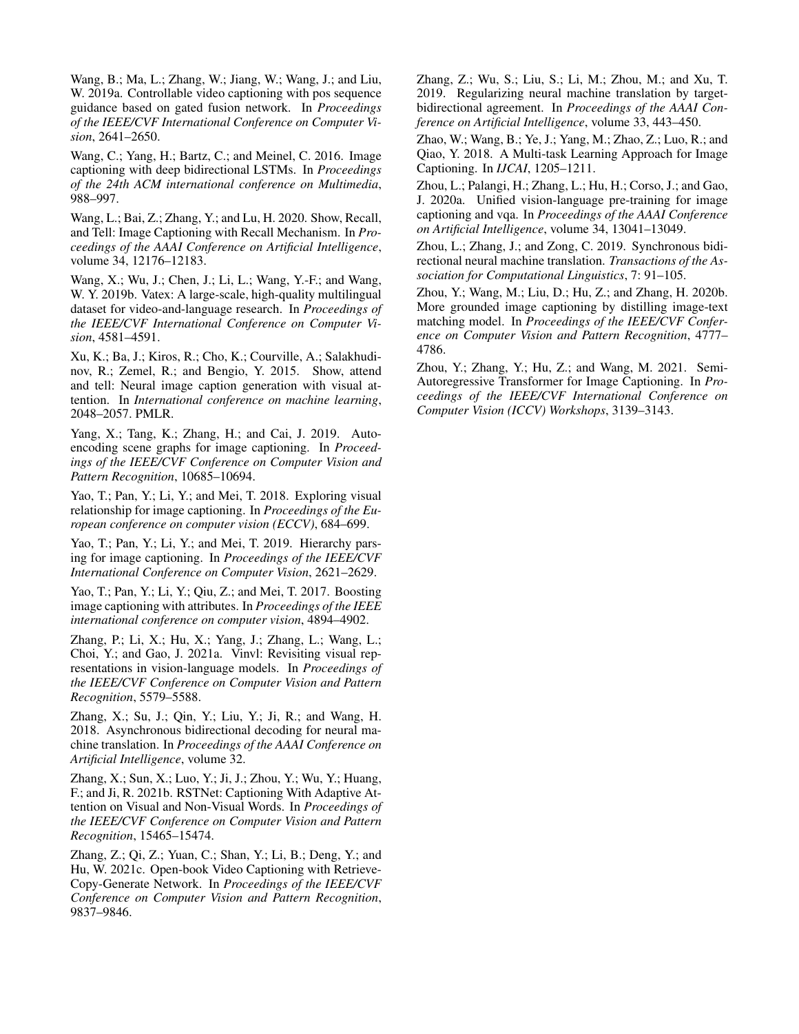Wang, B.; Ma, L.; Zhang, W.; Jiang, W.; Wang, J.; and Liu, W. 2019a. Controllable video captioning with pos sequence guidance based on gated fusion network. In *Proceedings of the IEEE/CVF International Conference on Computer Vision*, 2641–2650.

Wang, C.; Yang, H.; Bartz, C.; and Meinel, C. 2016. Image captioning with deep bidirectional LSTMs. In *Proceedings of the 24th ACM international conference on Multimedia*, 988–997.

Wang, L.; Bai, Z.; Zhang, Y.; and Lu, H. 2020. Show, Recall, and Tell: Image Captioning with Recall Mechanism. In *Proceedings of the AAAI Conference on Artificial Intelligence*, volume 34, 12176–12183.

Wang, X.; Wu, J.; Chen, J.; Li, L.; Wang, Y.-F.; and Wang, W. Y. 2019b. Vatex: A large-scale, high-quality multilingual dataset for video-and-language research. In *Proceedings of the IEEE/CVF International Conference on Computer Vision*, 4581–4591.

Xu, K.; Ba, J.; Kiros, R.; Cho, K.; Courville, A.; Salakhudinov, R.; Zemel, R.; and Bengio, Y. 2015. Show, attend and tell: Neural image caption generation with visual attention. In *International conference on machine learning*, 2048–2057. PMLR.

Yang, X.; Tang, K.; Zhang, H.; and Cai, J. 2019. Auto-encoding scene graphs for image captioning. In *Proceedings of the IEEE/CVF Conference on Computer Vision and Pattern Recognition*, 10685–10694.

Yao, T.; Pan, Y.; Li, Y.; and Mei, T. 2018. Exploring visual relationship for image captioning. In *Proceedings of the European conference on computer vision (ECCV)*, 684–699.

Yao, T.; Pan, Y.; Li, Y.; and Mei, T. 2019. Hierarchy parsing for image captioning. In *Proceedings of the IEEE/CVF International Conference on Computer Vision*, 2621–2629.

Yao, T.; Pan, Y.; Li, Y.; Qiu, Z.; and Mei, T. 2017. Boosting image captioning with attributes. In *Proceedings of the IEEE international conference on computer vision*, 4894–4902.

Zhang, P.; Li, X.; Hu, X.; Yang, J.; Zhang, L.; Wang, L.; Choi, Y.; and Gao, J. 2021a. Vinvl: Revisiting visual representations in vision-language models. In *Proceedings of the IEEE/CVF Conference on Computer Vision and Pattern Recognition*, 5579–5588.

Zhang, X.; Su, J.; Qin, Y.; Liu, Y.; Ji, R.; and Wang, H. 2018. Asynchronous bidirectional decoding for neural machine translation. In *Proceedings of the AAAI Conference on Artificial Intelligence*, volume 32.

Zhang, X.; Sun, X.; Luo, Y.; Ji, J.; Zhou, Y.; Wu, Y.; Huang, F.; and Ji, R. 2021b. RSTNet: Captioning With Adaptive Attention on Visual and Non-Visual Words. In *Proceedings of the IEEE/CVF Conference on Computer Vision and Pattern Recognition*, 15465–15474.

Zhang, Z.; Qi, Z.; Yuan, C.; Shan, Y.; Li, B.; Deng, Y.; and Hu, W. 2021c. Open-book Video Captioning with Retrieve-Copy-Generate Network. In *Proceedings of the IEEE/CVF Conference on Computer Vision and Pattern Recognition*, 9837–9846.

Zhang, Z.; Wu, S.; Liu, S.; Li, M.; Zhou, M.; and Xu, T. 2019. Regularizing neural machine translation by target-bidirectional agreement. In *Proceedings of the AAAI Conference on Artificial Intelligence*, volume 33, 443–450.

Zhao, W.; Wang, B.; Ye, J.; Yang, M.; Zhao, Z.; Luo, R.; and Qiao, Y. 2018. A Multi-task Learning Approach for Image Captioning. In *IJCAI*, 1205–1211.

Zhou, L.; Palangi, H.; Zhang, L.; Hu, H.; Corso, J.; and Gao, J. 2020a. Unified vision-language pre-training for image captioning and vqa. In *Proceedings of the AAAI Conference on Artificial Intelligence*, volume 34, 13041–13049.

Zhou, L.; Zhang, J.; and Zong, C. 2019. Synchronous bidirectional neural machine translation. *Transactions of the Association for Computational Linguistics*, 7: 91–105.

Zhou, Y.; Wang, M.; Liu, D.; Hu, Z.; and Zhang, H. 2020b. More grounded image captioning by distilling image-text matching model. In *Proceedings of the IEEE/CVF Conference on Computer Vision and Pattern Recognition*, 4777–4786.

Zhou, Y.; Zhang, Y.; Hu, Z.; and Wang, M. 2021. Semi-Autoregressive Transformer for Image Captioning. In *Proceedings of the IEEE/CVF International Conference on Computer Vision (ICCV) Workshops*, 3139–3143.